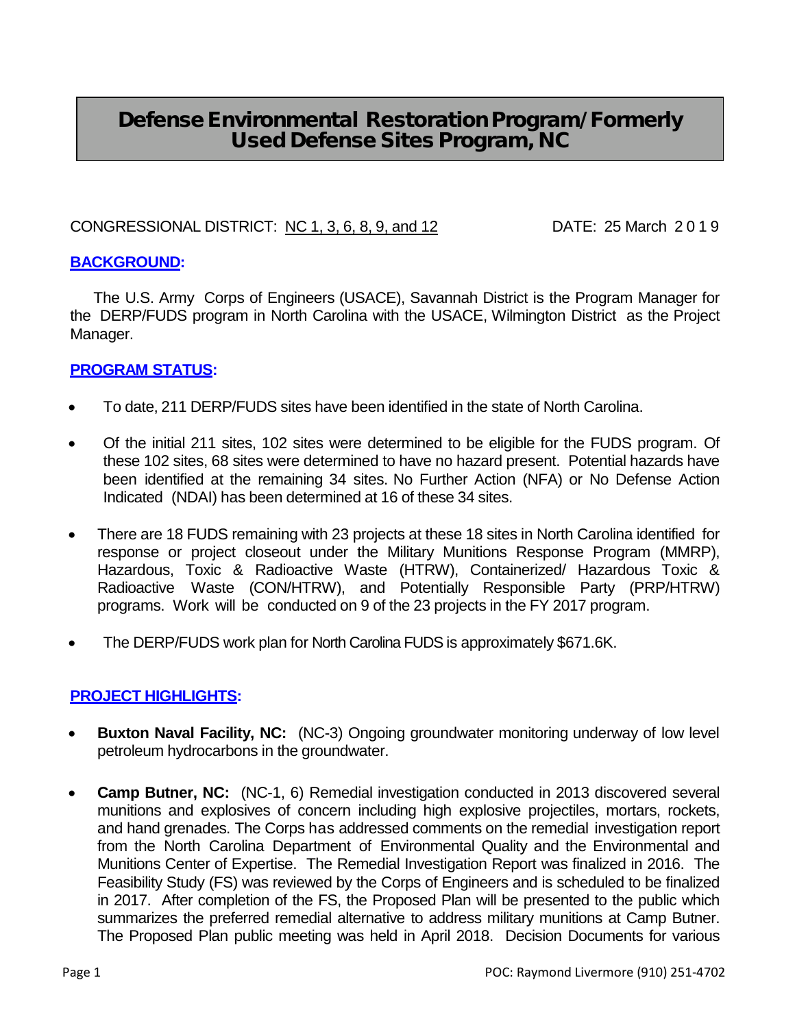# Defense Environmental Restoration Program/Formerly Used Defense Sites Program, NC

CONGRESSIONAL DISTRICT: NC 1, 3, 6, 8, 9, and 12 DATE: 25 March 2019

## BACKGROUND:

The U.S. Army Corps of Engineers (USACE), Savannah District is the Program Manager for the DERP/FUDS program in North Carolina with the USACE, Wilmington District as the Project Manager.

## PROGRAM STATUS:

- To date, 211 DERP/FUDS sites have been identified in the state of North Carolina.
- Of the initial 211 sites, 102 sites were determined to be eligible for the FUDS program. Of these 102 sites, 68 sites were determined to have no hazard present. Potential hazards have been identified at the remaining 34 sites. No Further Action (NFA) or No Defense Action Indicated (NDAI) has been determined at 16 of these 34 sites.
- There are 18 FUDS remaining with 23 projects at these 18 sites in North Carolina identified for response or project closeout under the Military Munitions Response Program (MMRP), Hazardous, Toxic & Radioactive Waste (HTRW), Containerized/ Hazardous Toxic & Radioactive Waste (CON/HTRW), and Potentially Responsible Party (PRP/HTRW) programs. Work will be conducted on 9 of the 23 projects in the FY 2017 program.
- The DERP/FUDS work plan for North Carolina FUDS is approximately $671.6K.

## PROJECT HIGHLIGHTS:

- **Buxton Naval Facility, NC:** (NC-3) Ongoing groundwater monitoring underway of low level petroleum hydrocarbons in the groundwater.
- **Camp Butner, NC:** (NC-1, 6) Remedial investigation conducted in 2013 discovered several munitions and explosives of concern including high explosive projectiles, mortars, rockets, and hand grenades. The Corps has addressed comments on the remedial investigation report from the North Carolina Department of Environmental Quality and the Environmental and Munitions Center of Expertise. The Remedial Investigation Report was finalized in 2016. The Feasibility Study (FS) was reviewed by the Corps of Engineers and is scheduled to be finalized in 2017. After completion of the FS, the Proposed Plan will be presented to the public which summarizes the preferred remedial alternative to address military munitions at Camp Butner. The Proposed Plan public meeting was held in April 2018. Decision Documents for various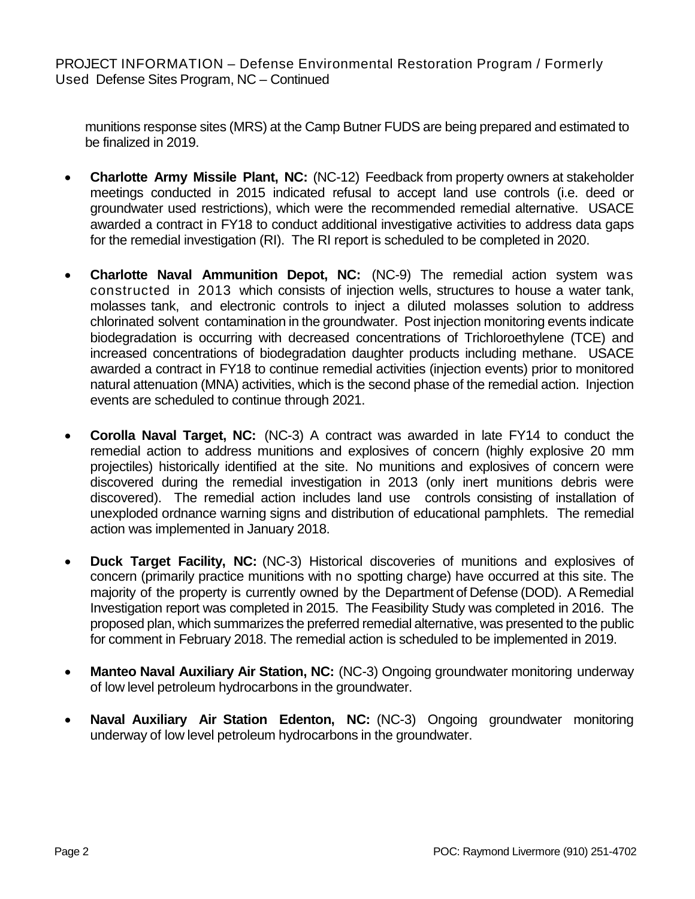munitions response sites (MRS) at the Camp Butner FUDS are being prepared and estimated to be finalized in 2019.

- **Charlotte Army Missile Plant, NC:** (NC-12) Feedback from property owners at stakeholder meetings conducted in 2015 indicated refusal to accept land use controls (i.e. deed or groundwater used restrictions), which were the recommended remedial alternative. USACE awarded a contract in FY18 to conduct additional investigative activities to address data gaps for the remedial investigation (RI). The RI report is scheduled to be completed in 2020.

- **Charlotte Naval Ammunition Depot, NC:** (NC-9) The remedial action system was constructed in 2013 which consists of injection wells, structures to house a water tank, molasses tank, and electronic controls to inject a diluted molasses solution to address chlorinated solvent contamination in the groundwater. Post injection monitoring events indicate biodegradation is occurring with decreased concentrations of Trichloroethylene (TCE) and increased concentrations of biodegradation daughter products including methane. USACE awarded a contract in FY18 to continue remedial activities (injection events) prior to monitored natural attenuation (MNA) activities, which is the second phase of the remedial action. Injection events are scheduled to continue through 2021.

- **Corolla Naval Target, NC:** (NC-3) A contract was awarded in late FY14 to conduct the remedial action to address munitions and explosives of concern (highly explosive 20 mm projectiles) historically identified at the site. No munitions and explosives of concern were discovered during the remedial investigation in 2013 (only inert munitions debris were discovered). The remedial action includes land use controls consisting of installation of unexploded ordnance warning signs and distribution of educational pamphlets. The remedial action was implemented in January 2018.

- **Duck Target Facility, NC:** (NC-3) Historical discoveries of munitions and explosives of concern (primarily practice munitions with no spotting charge) have occurred at this site. The majority of the property is currently owned by the Department of Defense (DOD). A Remedial Investigation report was completed in 2015. The Feasibility Study was completed in 2016. The proposed plan, which summarizes the preferred remedial alternative, was presented to the public for comment in February 2018. The remedial action is scheduled to be implemented in 2019.

- **Manteo Naval Auxiliary Air Station, NC:** (NC-3) Ongoing groundwater monitoring underway of low level petroleum hydrocarbons in the groundwater.

- **Naval Auxiliary Air Station Edenton, NC:** (NC-3) Ongoing groundwater monitoring underway of low level petroleum hydrocarbons in the groundwater.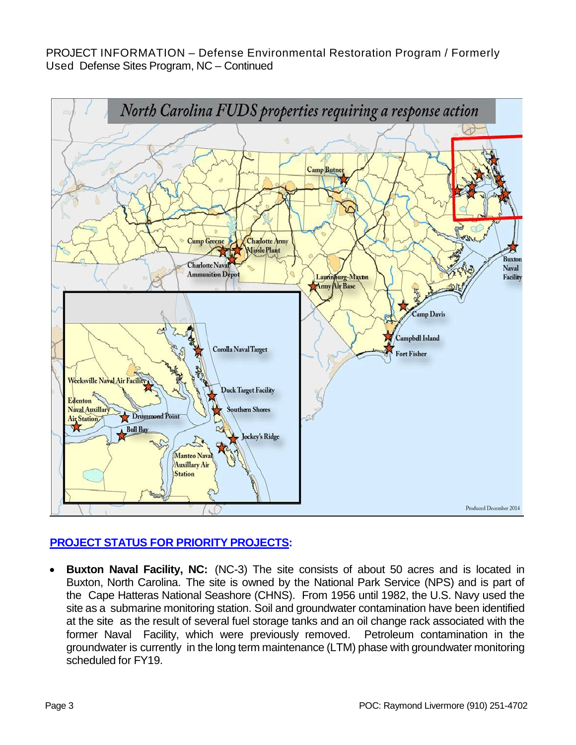## PROJECT STATUS FOR PRIORITY PROJECTS:

- **Buxton Naval Facility, NC:** (NC-3) The site consists of about 50 acres and is located in Buxton, North Carolina. The site is owned by the National Park Service (NPS) and is part of the Cape Hatteras National Seashore (CHNS). From 1956 until 1982, the U.S. Navy used the site as a submarine monitoring station. Soil and groundwater contamination have been identified at the site as the result of several fuel storage tanks and an oil change rack associated with the former Naval Facility, which were previously removed. Petroleum contamination in the groundwater is currently in the long term maintenance (LTM) phase with groundwater monitoring scheduled for FY19.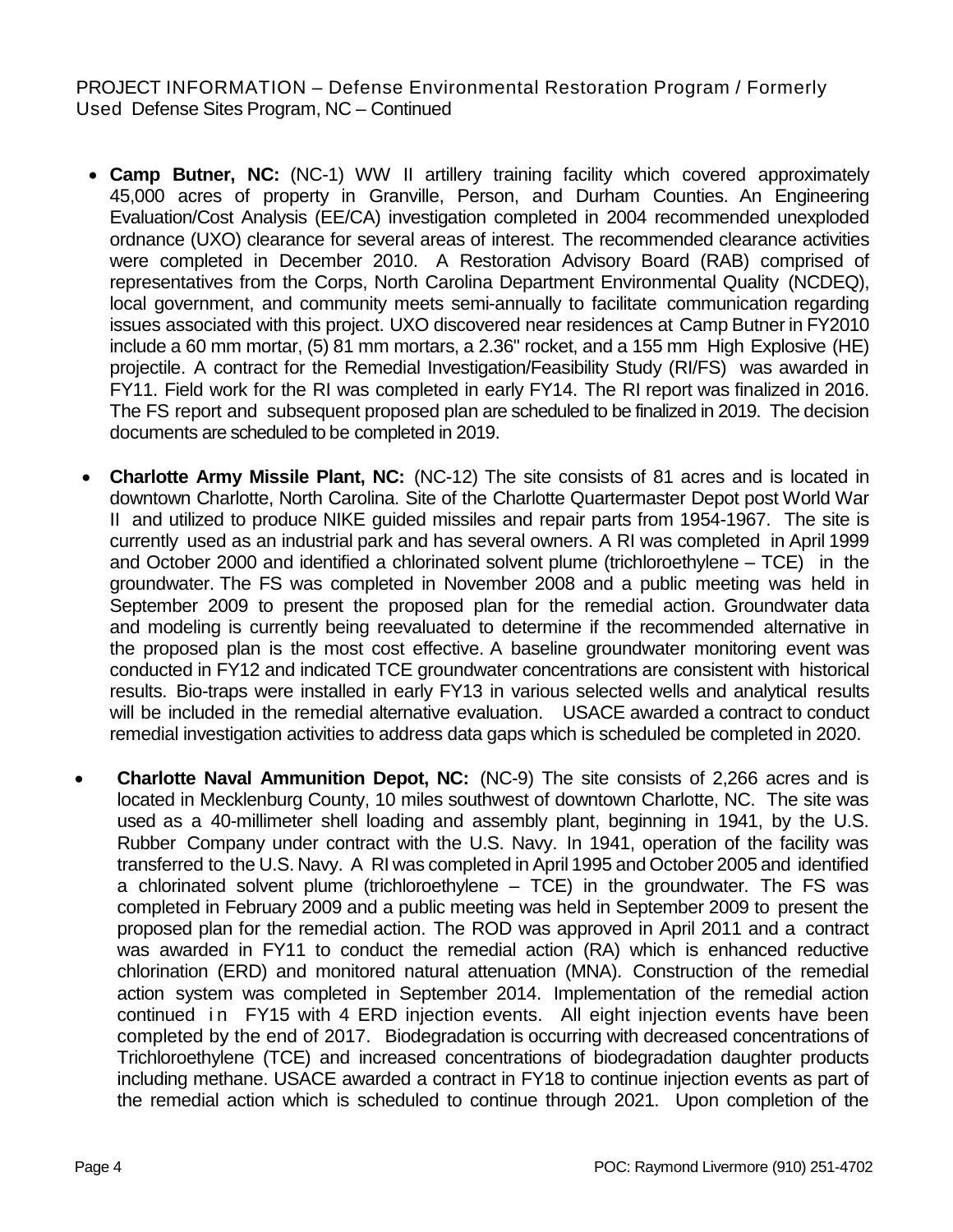PROJECT INFORMATION – Defense Environmental Restoration Program / Formerly Used Defense Sites Program, NC – Continued

- **Camp Butner, NC:** (NC-1) WW II artillery training facility which covered approximately 45,000 acres of property in Granville, Person, and Durham Counties. An Engineering Evaluation/Cost Analysis (EE/CA) investigation completed in 2004 recommended unexploded ordnance (UXO) clearance for several areas of interest. The recommended clearance activities were completed in December 2010. A Restoration Advisory Board (RAB) comprised of representatives from the Corps, North Carolina Department Environmental Quality (NCDEQ), local government, and community meets semi-annually to facilitate communication regarding issues associated with this project. UXO discovered near residences at Camp Butner in FY2010 include a 60 mm mortar, (5) 81 mm mortars, a 2.36" rocket, and a 155 mm High Explosive (HE) projectile. A contract for the Remedial Investigation/Feasibility Study (RI/FS) was awarded in FY11. Field work for the RI was completed in early FY14. The RI report was finalized in 2016. The FS report and subsequent proposed plan are scheduled to be finalized in 2019. The decision documents are scheduled to be completed in 2019.

- **Charlotte Army Missile Plant, NC:** (NC-12) The site consists of 81 acres and is located in downtown Charlotte, North Carolina. Site of the Charlotte Quartermaster Depot post World War II and utilized to produce NIKE guided missiles and repair parts from 1954-1967. The site is currently used as an industrial park and has several owners. A RI was completed in April 1999 and October 2000 and identified a chlorinated solvent plume (trichloroethylene – TCE) in the groundwater. The FS was completed in November 2008 and a public meeting was held in September 2009 to present the proposed plan for the remedial action. Groundwater data and modeling is currently being reevaluated to determine if the recommended alternative in the proposed plan is the most cost effective. A baseline groundwater monitoring event was conducted in FY12 and indicated TCE groundwater concentrations are consistent with historical results. Bio-traps were installed in early FY13 in various selected wells and analytical results will be included in the remedial alternative evaluation. USACE awarded a contract to conduct remedial investigation activities to address data gaps which is scheduled be completed in 2020.

- **Charlotte Naval Ammunition Depot, NC:** (NC-9) The site consists of 2,266 acres and is located in Mecklenburg County, 10 miles southwest of downtown Charlotte, NC. The site was used as a 40-millimeter shell loading and assembly plant, beginning in 1941, by the U.S. Rubber Company under contract with the U.S. Navy. In 1941, operation of the facility was transferred to the U.S. Navy. A RI was completed in April 1995 and October 2005 and identified a chlorinated solvent plume (trichloroethylene – TCE) in the groundwater. The FS was completed in February 2009 and a public meeting was held in September 2009 to present the proposed plan for the remedial action. The ROD was approved in April 2011 and a contract was awarded in FY11 to conduct the remedial action (RA) which is enhanced reductive chlorination (ERD) and monitored natural attenuation (MNA). Construction of the remedial action system was completed in September 2014. Implementation of the remedial action continued in FY15 with 4 ERD injection events. All eight injection events have been completed by the end of 2017. Biodegradation is occurring with decreased concentrations of Trichloroethylene (TCE) and increased concentrations of biodegradation daughter products including methane. USACE awarded a contract in FY18 to continue injection events as part of the remedial action which is scheduled to continue through 2021. Upon completion of the

POC: Raymond Livermore (910) 251-4702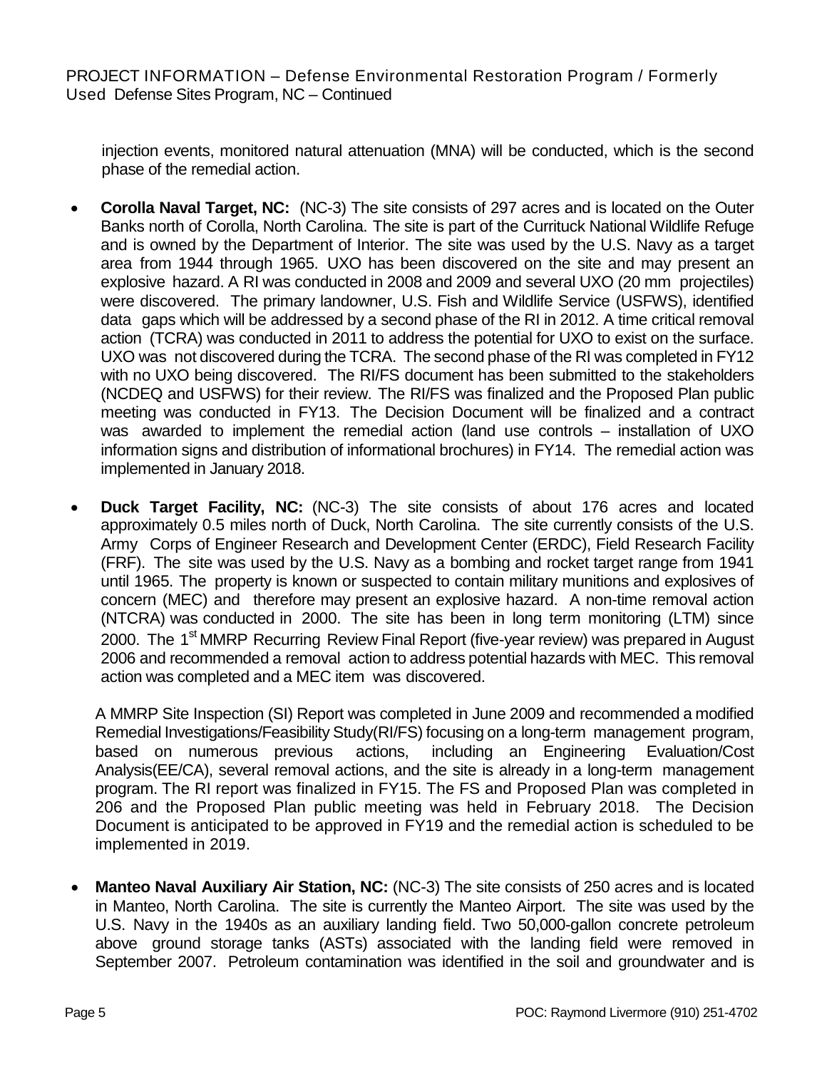injection events, monitored natural attenuation (MNA) will be conducted, which is the second phase of the remedial action.

- **Corolla Naval Target, NC:** (NC-3) The site consists of 297 acres and is located on the Outer Banks north of Corolla, North Carolina. The site is part of the Currituck National Wildlife Refuge and is owned by the Department of Interior. The site was used by the U.S. Navy as a target area from 1944 through 1965. UXO has been discovered on the site and may present an explosive hazard. A RI was conducted in 2008 and 2009 and several UXO (20 mm projectiles) were discovered. The primary landowner, U.S. Fish and Wildlife Service (USFWS), identified data gaps which will be addressed by a second phase of the RI in 2012. A time critical removal action (TCRA) was conducted in 2011 to address the potential for UXO to exist on the surface. UXO was not discovered during the TCRA. The second phase of the RI was completed in FY12 with no UXO being discovered. The RI/FS document has been submitted to the stakeholders (NCDEQ and USFWS) for their review. The RI/FS was finalized and the Proposed Plan public meeting was conducted in FY13. The Decision Document will be finalized and a contract was awarded to implement the remedial action (land use controls – installation of UXO information signs and distribution of informational brochures) in FY14. The remedial action was implemented in January 2018.

- **Duck Target Facility, NC:** (NC-3) The site consists of about 176 acres and located approximately 0.5 miles north of Duck, North Carolina. The site currently consists of the U.S. Army Corps of Engineer Research and Development Center (ERDC), Field Research Facility (FRF). The site was used by the U.S. Navy as a bombing and rocket target range from 1941 until 1965. The property is known or suspected to contain military munitions and explosives of concern (MEC) and therefore may present an explosive hazard. A non-time removal action (NTCRA) was conducted in 2000. The site has been in long term monitoring (LTM) since 2000. The 1st MMRP Recurring Review Final Report (five-year review) was prepared in August 2006 and recommended a removal action to address potential hazards with MEC. This removal action was completed and a MEC item was discovered.

  A MMRP Site Inspection (SI) Report was completed in June 2009 and recommended a modified Remedial Investigations/Feasibility Study(RI/FS) focusing on a long-term management program, based on numerous previous actions, including an Engineering Evaluation/Cost Analysis(EE/CA), several removal actions, and the site is already in a long-term management program. The RI report was finalized in FY15. The FS and Proposed Plan was completed in 206 and the Proposed Plan public meeting was held in February 2018. The Decision Document is anticipated to be approved in FY19 and the remedial action is scheduled to be implemented in 2019.

- **Manteo Naval Auxiliary Air Station, NC:** (NC-3) The site consists of 250 acres and is located in Manteo, North Carolina. The site is currently the Manteo Airport. The site was used by the U.S. Navy in the 1940s as an auxiliary landing field. Two 50,000-gallon concrete petroleum above ground storage tanks (ASTs) associated with the landing field were removed in September 2007. Petroleum contamination was identified in the soil and groundwater and is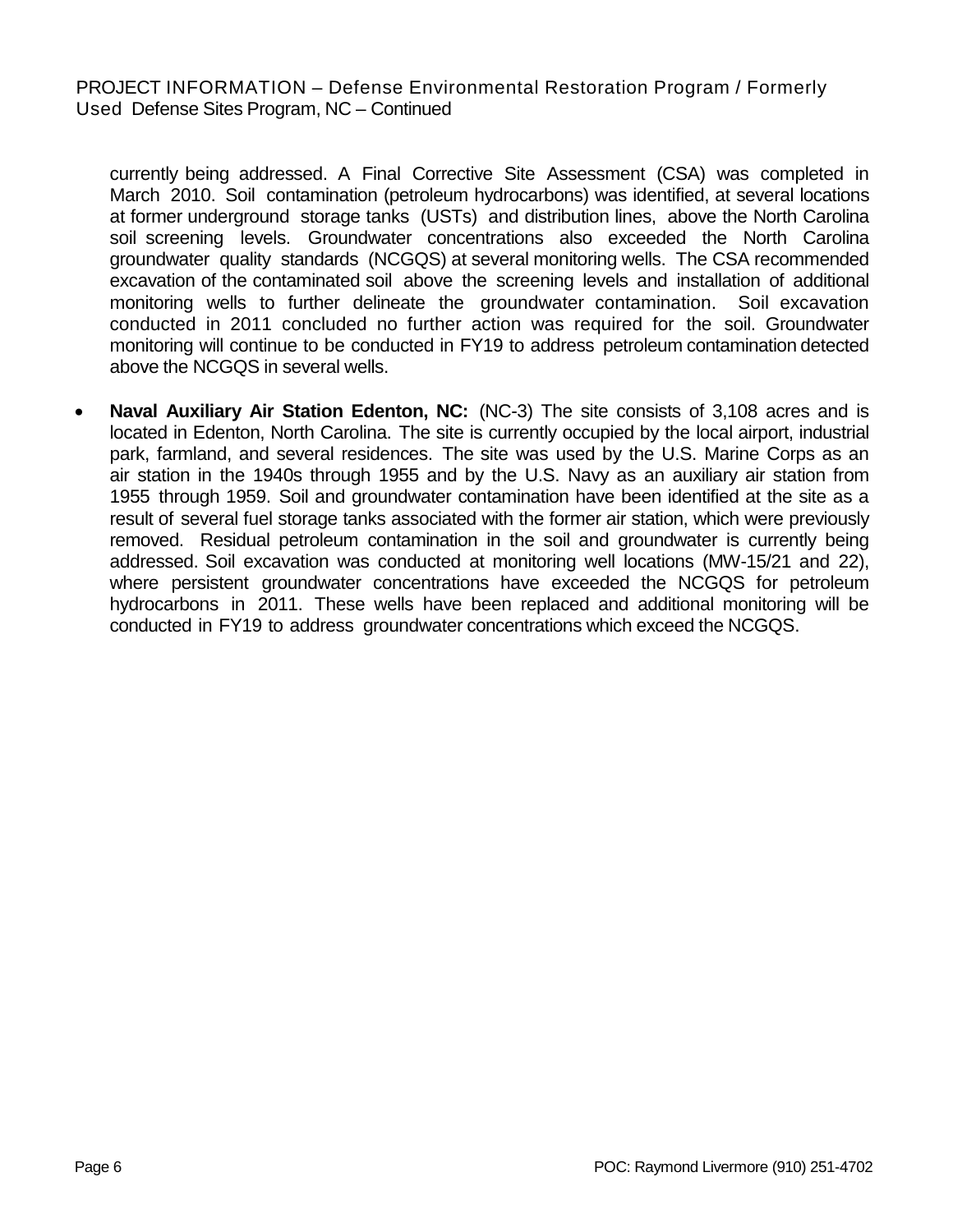currently being addressed. A Final Corrective Site Assessment (CSA) was completed in March 2010. Soil contamination (petroleum hydrocarbons) was identified, at several locations at former underground storage tanks (USTs) and distribution lines, above the North Carolina soil screening levels. Groundwater concentrations also exceeded the North Carolina groundwater quality standards (NCGQS) at several monitoring wells. The CSA recommended excavation of the contaminated soil above the screening levels and installation of additional monitoring wells to further delineate the groundwater contamination. Soil excavation conducted in 2011 concluded no further action was required for the soil. Groundwater monitoring will continue to be conducted in FY19 to address petroleum contamination detected above the NCGQS in several wells.

- **Naval Auxiliary Air Station Edenton, NC:** (NC-3) The site consists of 3,108 acres and is located in Edenton, North Carolina. The site is currently occupied by the local airport, industrial park, farmland, and several residences. The site was used by the U.S. Marine Corps as an air station in the 1940s through 1955 and by the U.S. Navy as an auxiliary air station from 1955 through 1959. Soil and groundwater contamination have been identified at the site as a result of several fuel storage tanks associated with the former air station, which were previously removed. Residual petroleum contamination in the soil and groundwater is currently being addressed. Soil excavation was conducted at monitoring well locations (MW-15/21 and 22), where persistent groundwater concentrations have exceeded the NCGQS for petroleum hydrocarbons in 2011. These wells have been replaced and additional monitoring will be conducted in FY19 to address groundwater concentrations which exceed the NCGQS.

POC: Raymond Livermore (910) 251-4702